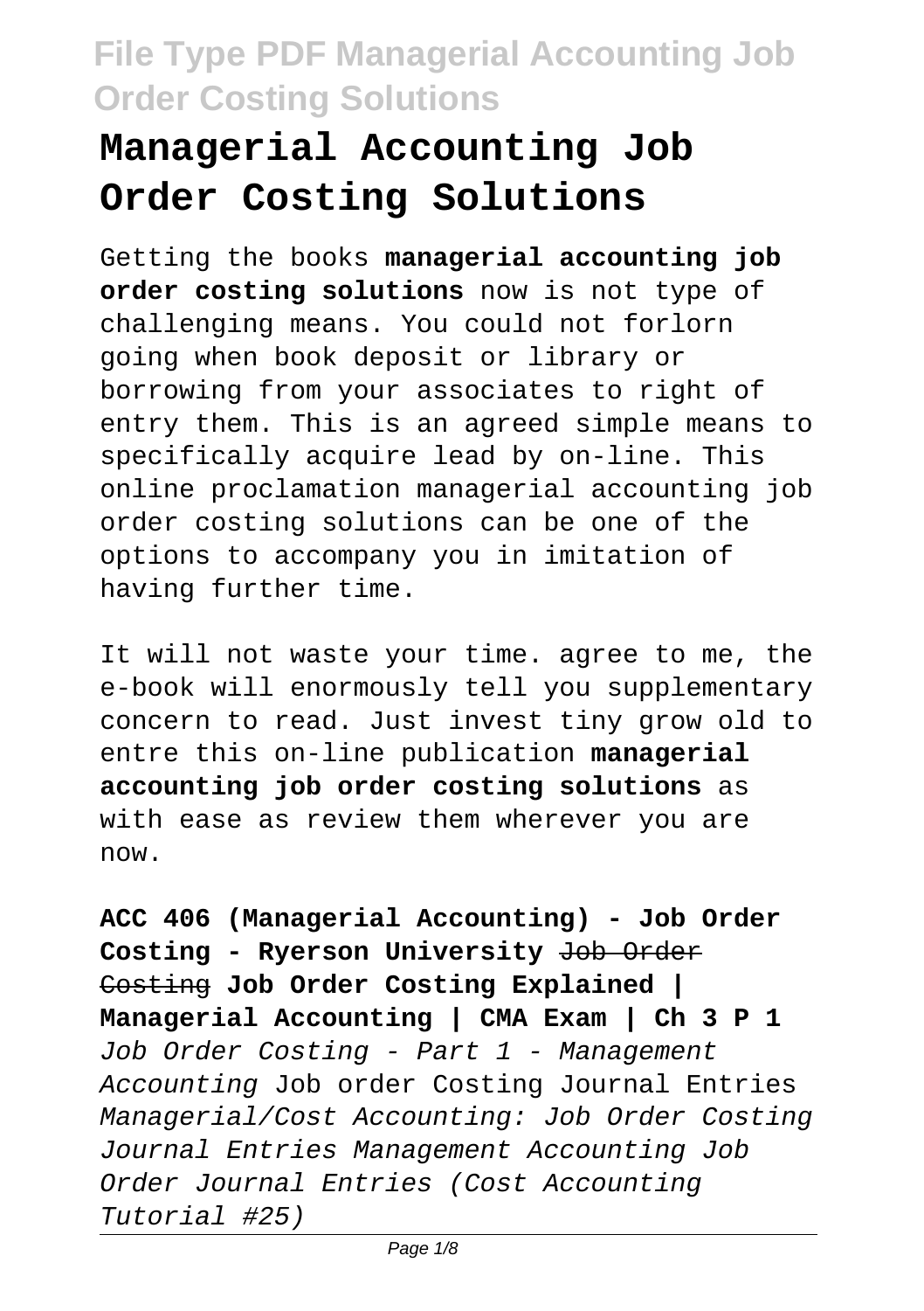# Managerial Accounting Job Order Costing Solutions

Getting the books **managerial accounting job order costing solutions** now is not type of challenging means. You could not forlorn going when book deposit or library or borrowing from your associates to right of entry them. This is an agreed simple means to specifically acquire lead by on-line. This online proclamation managerial accounting job order costing solutions can be one of the options to accompany you in imitation of having further time.

It will not waste your time. agree to me, the e-book will enormously tell you supplementary concern to read. Just invest tiny grow old to entre this on-line publication **managerial accounting job order costing solutions** as with ease as review them wherever you are now.

**ACC 406 (Managerial Accounting) - Job Order Costing - Ryerson University** ~~Job Order Costing~~ **Job Order Costing Explained | Managerial Accounting | CMA Exam | Ch 3 P 1** *Job Order Costing - Part 1 - Management Accounting* Job order Costing Journal Entries *Managerial/Cost Accounting: Job Order Costing Journal Entries Management Accounting Job Order Journal Entries (Cost Accounting Tutorial #25)*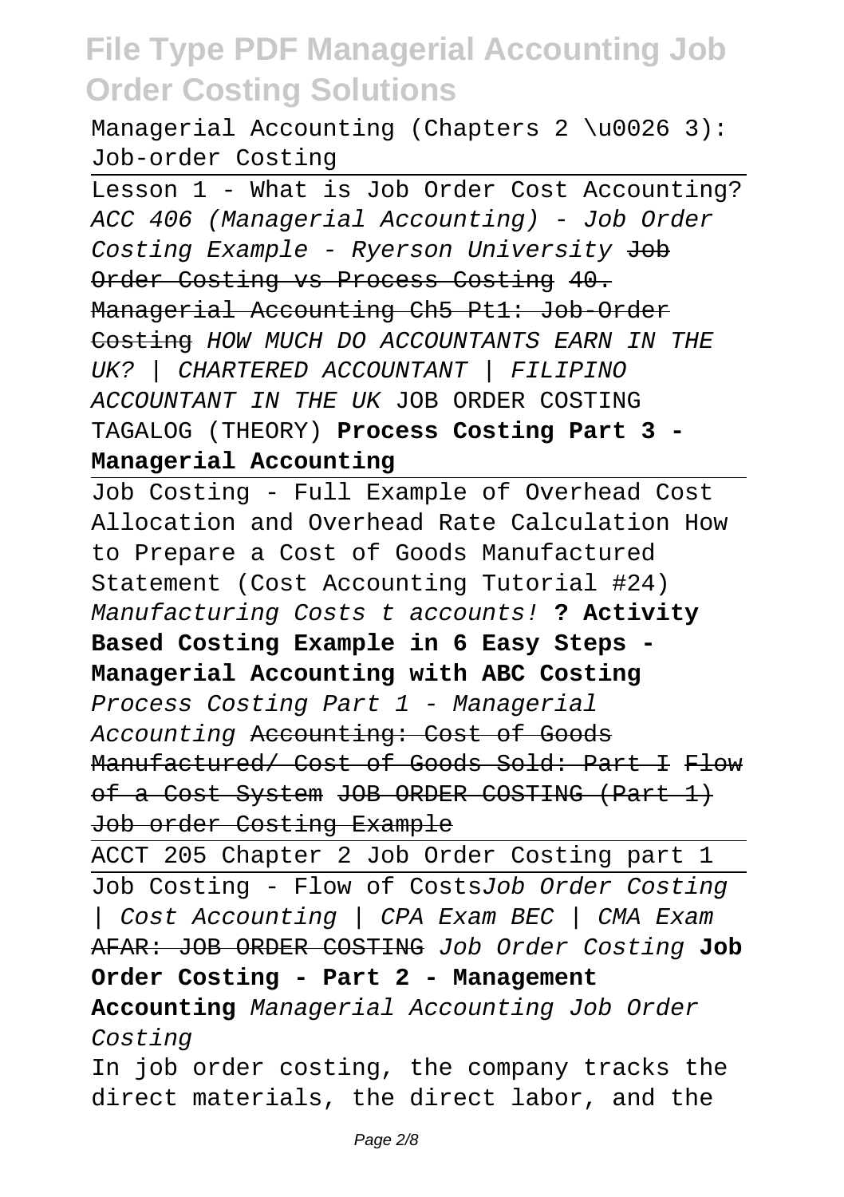Managerial Accounting (Chapters 2 \u0026 3): Job-order Costing

Lesson 1 - What is Job Order Cost Accounting? *ACC 406 (Managerial Accounting) - Job Order Costing Example - Ryerson University* ~~Job Order Costing vs Process Costing~~ ~~40. Managerial Accounting Ch5 Pt1: Job-Order Costing~~ *HOW MUCH DO ACCOUNTANTS EARN IN THE UK? | CHARTERED ACCOUNTANT | FILIPINO ACCOUNTANT IN THE UK* JOB ORDER COSTING TAGALOG (THEORY) **Process Costing Part 3 - Managerial Accounting**

Job Costing - Full Example of Overhead Cost Allocation and Overhead Rate Calculation How to Prepare a Cost of Goods Manufactured Statement (Cost Accounting Tutorial #24) *Manufacturing Costs t accounts!* **? Activity Based Costing Example in 6 Easy Steps - Managerial Accounting with ABC Costing** *Process Costing Part 1 - Managerial Accounting* ~~Accounting: Cost of Goods Manufactured/ Cost of Goods Sold: Part I~~ ~~Flow of a Cost System~~ ~~JOB ORDER COSTING (Part 1)~~ ~~Job order Costing Example~~

ACCT 205 Chapter 2 Job Order Costing part 1

Job Costing - Flow of Costs*Job Order Costing | Cost Accounting | CPA Exam BEC | CMA Exam* ~~AFAR: JOB ORDER COSTING~~ *Job Order Costing* **Job Order Costing - Part 2 - Management Accounting** *Managerial Accounting Job Order Costing*

In job order costing, the company tracks the direct materials, the direct labor, and the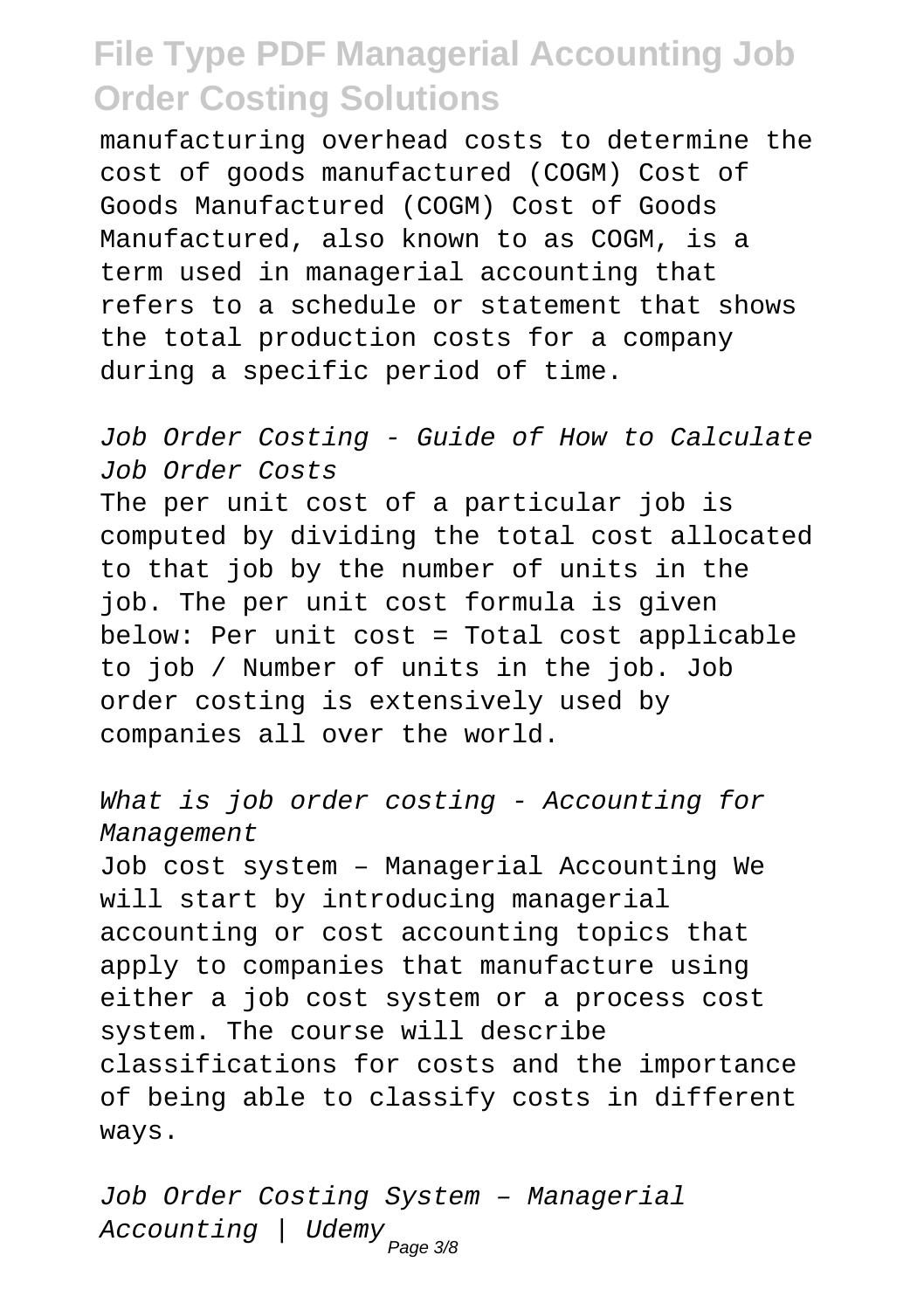manufacturing overhead costs to determine the cost of goods manufactured (COGM) Cost of Goods Manufactured (COGM) Cost of Goods Manufactured, also known to as COGM, is a term used in managerial accounting that refers to a schedule or statement that shows the total production costs for a company during a specific period of time.

*Job Order Costing - Guide of How to Calculate Job Order Costs*

The per unit cost of a particular job is computed by dividing the total cost allocated to that job by the number of units in the job. The per unit cost formula is given below: Per unit cost = Total cost applicable to job / Number of units in the job. Job order costing is extensively used by companies all over the world.

*What is job order costing - Accounting for Management*

Job cost system – Managerial Accounting We will start by introducing managerial accounting or cost accounting topics that apply to companies that manufacture using either a job cost system or a process cost system. The course will describe classifications for costs and the importance of being able to classify costs in different ways.

*Job Order Costing System – Managerial Accounting | Udemy*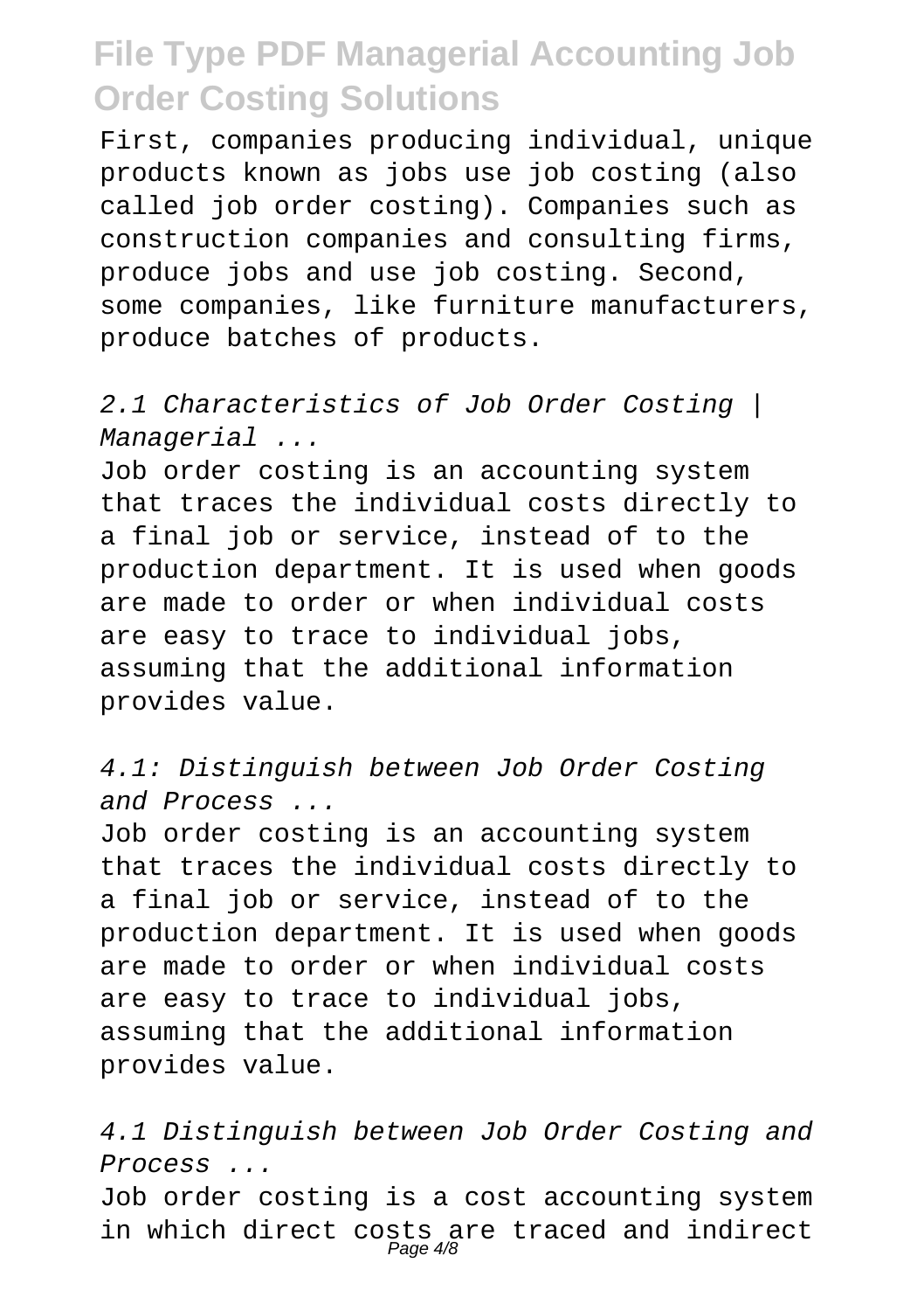First, companies producing individual, unique products known as jobs use job costing (also called job order costing). Companies such as construction companies and consulting firms, produce jobs and use job costing. Second, some companies, like furniture manufacturers, produce batches of products.

*2.1 Characteristics of Job Order Costing | Managerial ...*

Job order costing is an accounting system that traces the individual costs directly to a final job or service, instead of to the production department. It is used when goods are made to order or when individual costs are easy to trace to individual jobs, assuming that the additional information provides value.

*4.1: Distinguish between Job Order Costing and Process ...*

Job order costing is an accounting system that traces the individual costs directly to a final job or service, instead of to the production department. It is used when goods are made to order or when individual costs are easy to trace to individual jobs, assuming that the additional information provides value.

*4.1 Distinguish between Job Order Costing and Process ...*

Job order costing is a cost accounting system in which direct costs are traced and indirect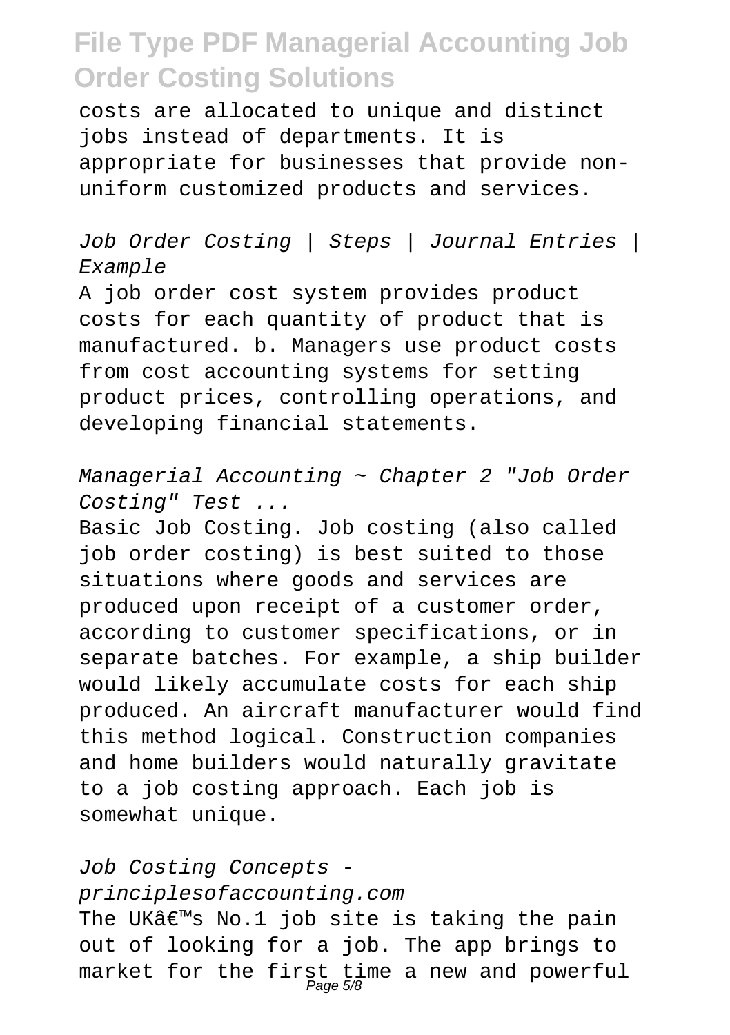costs are allocated to unique and distinct jobs instead of departments. It is appropriate for businesses that provide non-uniform customized products and services.

*Job Order Costing | Steps | Journal Entries | Example*

A job order cost system provides product costs for each quantity of product that is manufactured. b. Managers use product costs from cost accounting systems for setting product prices, controlling operations, and developing financial statements.

*Managerial Accounting ~ Chapter 2 "Job Order Costing" Test ...*

Basic Job Costing. Job costing (also called job order costing) is best suited to those situations where goods and services are produced upon receipt of a customer order, according to customer specifications, or in separate batches. For example, a ship builder would likely accumulate costs for each ship produced. An aircraft manufacturer would find this method logical. Construction companies and home builders would naturally gravitate to a job costing approach. Each job is somewhat unique.

*Job Costing Concepts - principlesofaccounting.com*

The UKâ€™s No.1 job site is taking the pain out of looking for a job. The app brings to market for the first time a new and powerful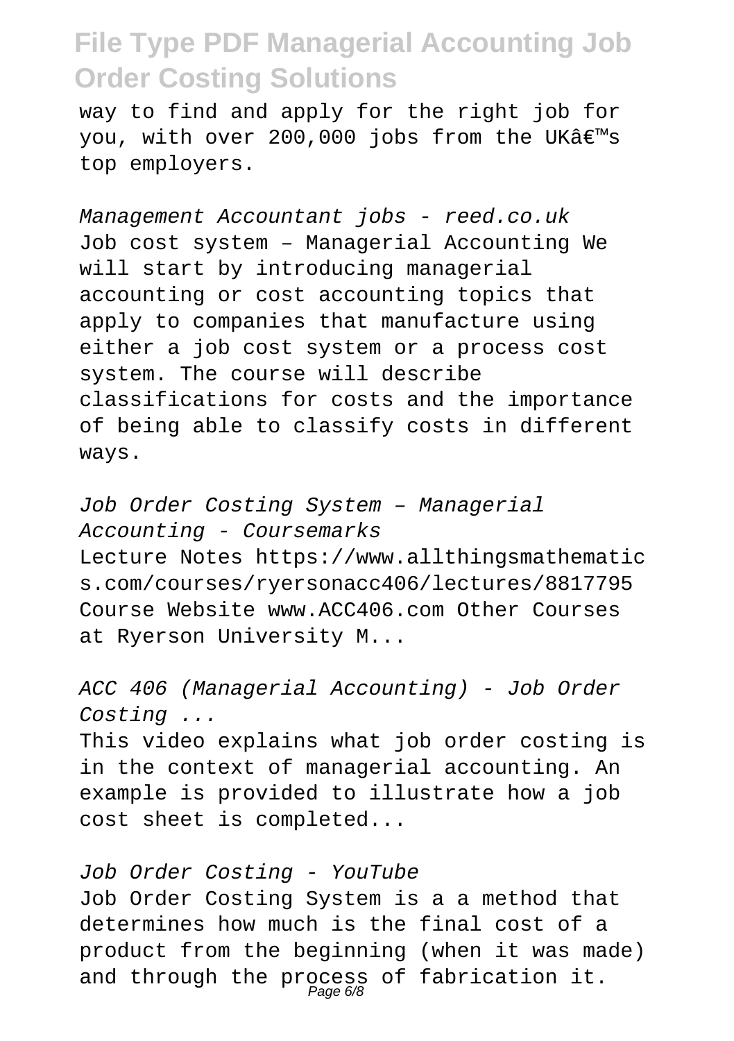way to find and apply for the right job for you, with over 200,000 jobs from the UKâ€™s top employers.

*Management Accountant jobs - reed.co.uk*

Job cost system – Managerial Accounting We will start by introducing managerial accounting or cost accounting topics that apply to companies that manufacture using either a job cost system or a process cost system. The course will describe classifications for costs and the importance of being able to classify costs in different ways.

*Job Order Costing System – Managerial Accounting - Coursemarks*

Lecture Notes https://www.allthingsmathematics.com/courses/ryersonacc406/lectures/8817795 Course Website www.ACC406.com Other Courses at Ryerson University M...

*ACC 406 (Managerial Accounting) - Job Order Costing ...*

This video explains what job order costing is in the context of managerial accounting. An example is provided to illustrate how a job cost sheet is completed...

*Job Order Costing - YouTube*

Job Order Costing System is a a method that determines how much is the final cost of a product from the beginning (when it was made) and through the process of fabrication it.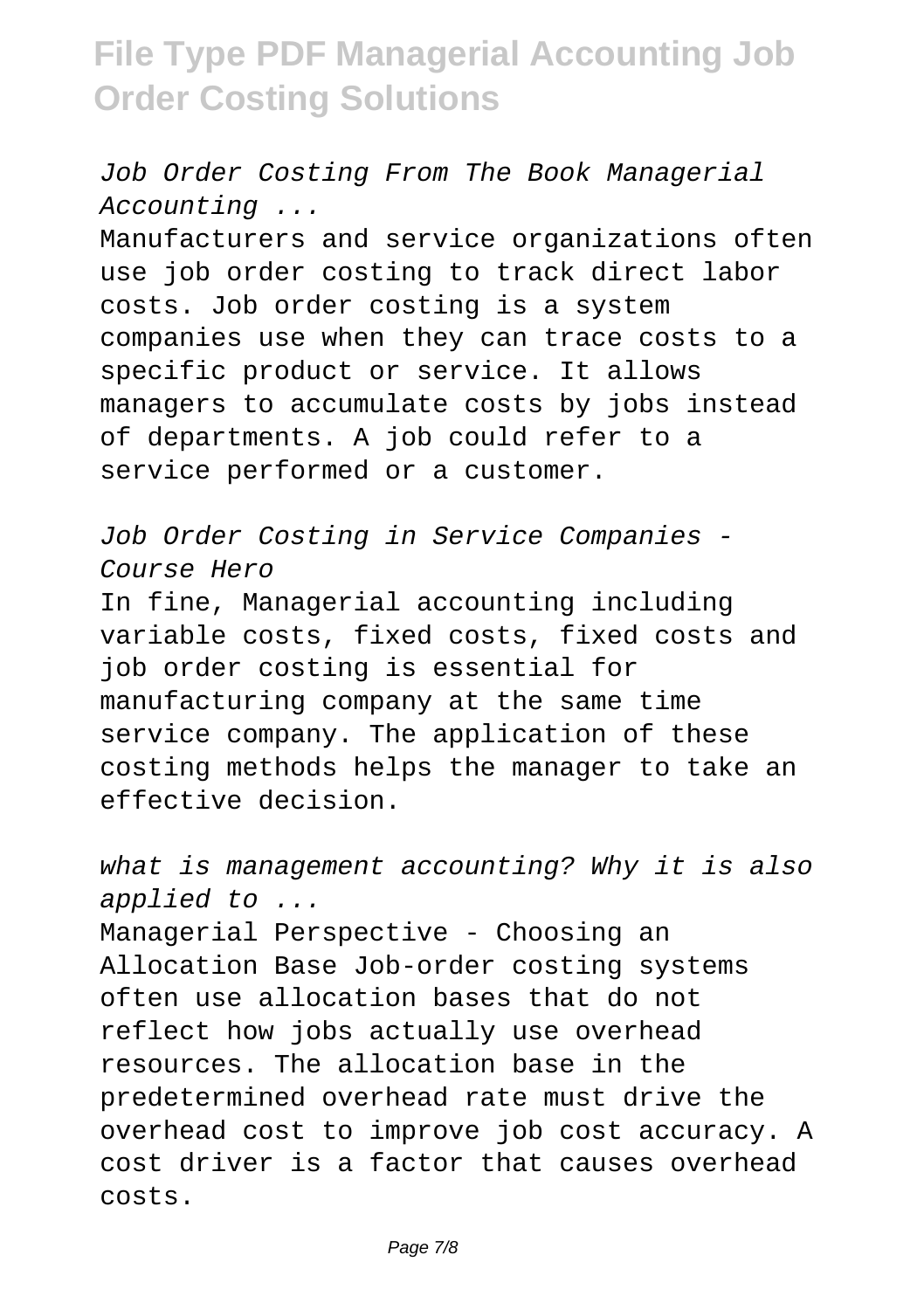*Job Order Costing From The Book Managerial Accounting ...*

Manufacturers and service organizations often use job order costing to track direct labor costs. Job order costing is a system companies use when they can trace costs to a specific product or service. It allows managers to accumulate costs by jobs instead of departments. A job could refer to a service performed or a customer.

*Job Order Costing in Service Companies - Course Hero*

In fine, Managerial accounting including variable costs, fixed costs, fixed costs and job order costing is essential for manufacturing company at the same time service company. The application of these costing methods helps the manager to take an effective decision.

*what is management accounting? Why it is also applied to ...*

Managerial Perspective - Choosing an Allocation Base Job-order costing systems often use allocation bases that do not reflect how jobs actually use overhead resources. The allocation base in the predetermined overhead rate must drive the overhead cost to improve job cost accuracy. A cost driver is a factor that causes overhead costs.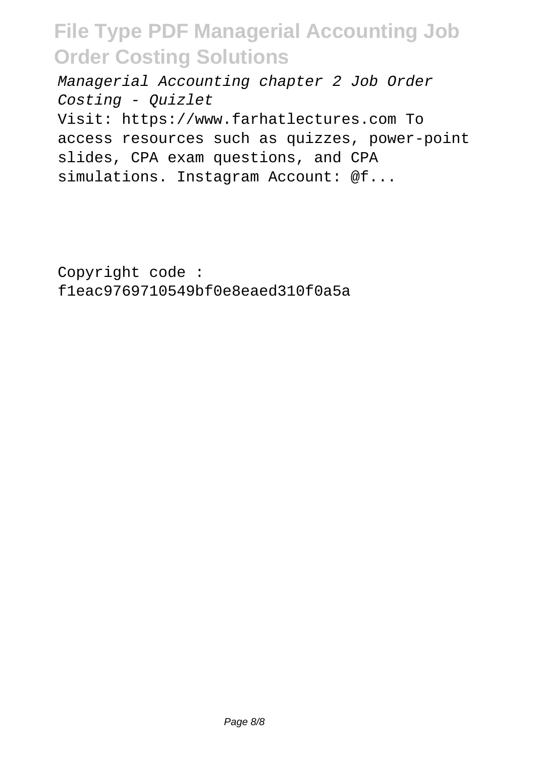*Managerial Accounting chapter 2 Job Order Costing - Quizlet*

Visit: https://www.farhatlectures.com To access resources such as quizzes, power-point slides, CPA exam questions, and CPA simulations. Instagram Account: @f...

Copyright code : f1eac9769710549bf0e8eaed310f0a5a